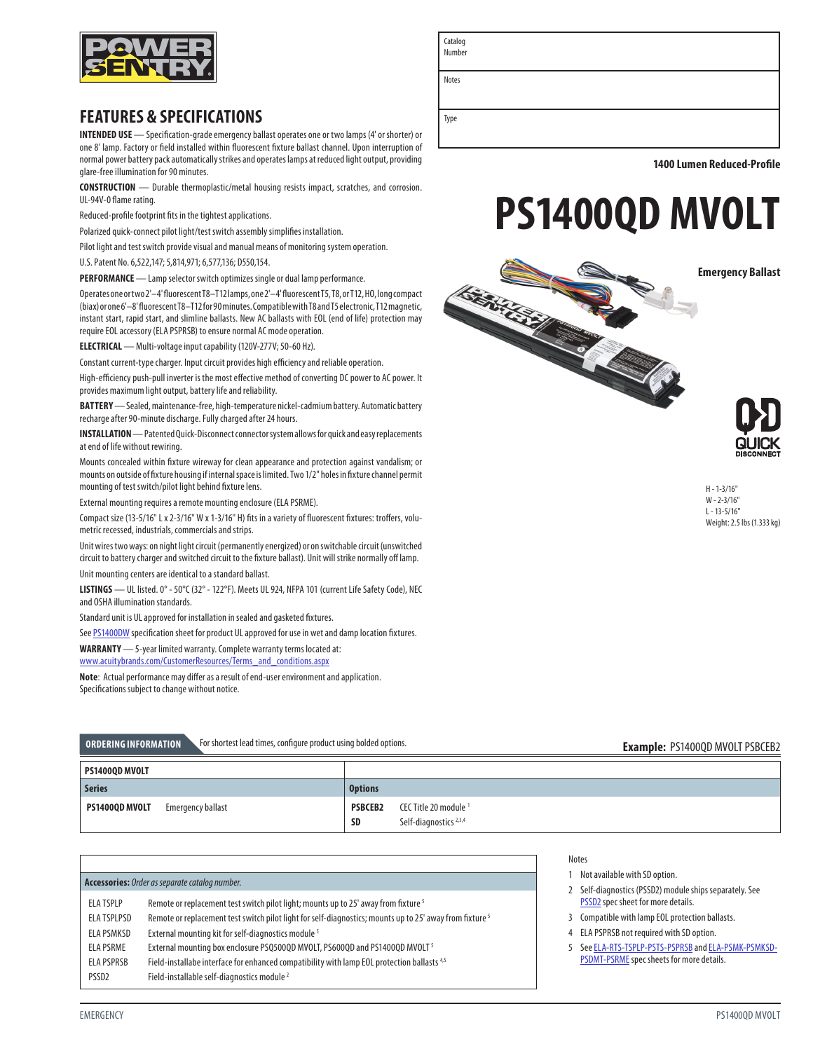# FEATURES & SPECIFICATIONS

| Catalog Number | |
|---|---|
| Notes | |
| Type | |

**1400 Lumen Reduced-Profile**

# PS1400QD MVOLT

**Emergency Ballast**

H - 1-3/16"
W - 2-3/16"
L - 13-5/16"
Weight: 2.5 lbs (1.333 kg)

**INTENDED USE** — Specification-grade emergency ballast operates one or two lamps (4' or shorter) or one 8' lamp. Factory or field installed within fluorescent fixture ballast channel. Upon interruption of normal power battery pack automatically strikes and operates lamps at reduced light output, providing glare-free illumination for 90 minutes.

**CONSTRUCTION** — Durable thermoplastic/metal housing resists impact, scratches, and corrosion. UL-94V-0 flame rating.

Reduced-profile footprint fits in the tightest applications.

Polarized quick-connect pilot light/test switch assembly simplifies installation.

Pilot light and test switch provide visual and manual means of monitoring system operation.

U.S. Patent No. 6,522,147; 5,814,971; 6,577,136; D550,154.

**PERFORMANCE** — Lamp selector switch optimizes single or dual lamp performance.

Operates one or two 2'–4' fluorescent T8–T12 lamps, one 2'–4' fluorescent T5, T8, or T12, HO, long compact (biax) or one 6'–8' fluorescent T8–T12 for 90 minutes. Compatible with T8 and T5 electronic, T12 magnetic, instant start, rapid start, and slimline ballasts. New AC ballasts with EOL (end of life) protection may require EOL accessory (ELA PSPRSB) to ensure normal AC mode operation.

**ELECTRICAL** — Multi-voltage input capability (120V-277V; 50-60 Hz).

Constant current-type charger. Input circuit provides high efficiency and reliable operation.

High-efficiency push-pull inverter is the most effective method of converting DC power to AC power. It provides maximum light output, battery life and reliability.

**BATTERY** — Sealed, maintenance-free, high-temperature nickel-cadmium battery. Automatic battery recharge after 90-minute discharge. Fully charged after 24 hours.

**INSTALLATION** — Patented Quick-Disconnect connector system allows for quick and easy replacements at end of life without rewiring.

Mounts concealed within fixture wireway for clean appearance and protection against vandalism; or mounts on outside of fixture housing if internal space is limited. Two 1/2" holes in fixture channel permit mounting of test switch/pilot light behind fixture lens.

External mounting requires a remote mounting enclosure (ELA PSRME).

Compact size (13-5/16" L x 2-3/16" W x 1-3/16" H) fits in a variety of fluorescent fixtures: troffers, volumetric recessed, industrials, commercials and strips.

Unit wires two ways: on night light circuit (permanently energized) or on switchable circuit (unswitched circuit to battery charger and switched circuit to the fixture ballast). Unit will strike normally off lamp.

Unit mounting centers are identical to a standard ballast.

**LISTINGS** — UL listed. 0° - 50°C (32° - 122°F). Meets UL 924, NFPA 101 (current Life Safety Code), NEC and OSHA illumination standards.

Standard unit is UL approved for installation in sealed and gasketed fixtures.

See PS1400DW specification sheet for product UL approved for use in wet and damp location fixtures.

**WARRANTY** — 5-year limited warranty. Complete warranty terms located at: www.acuitybrands.com/CustomerResources/Terms_and_conditions.aspx

**Note**: Actual performance may differ as a result of end-user environment and application. Specifications subject to change without notice.

## ORDERING INFORMATION

For shortest lead times, configure product using bolded options.

**Example:** PS1400QD MVOLT PSBCEB2

| **PS1400QD MVOLT** | | | |
|---|---|---|---|
| **Series** | | **Options** | |
| **PS1400QD MVOLT** | Emergency ballast | **PSBCEB2** | CEC Title 20 module [1] |
| | | **SD** | Self-diagnostics [2,3,4] |

| **Accessories:** *Order as separate catalog number.* | |
|---|---|
| ELA TSPLP | Remote or replacement test switch pilot light; mounts up to 25' away from fixture [5] |
| ELA TSPLPSD | Remote or replacement test switch pilot light for self-diagnostics; mounts up to 25' away from fixture [5] |
| ELA PSMKSD | External mounting kit for self-diagnostics module [5] |
| ELA PSRME | External mounting box enclosure PSQ500QD MVOLT, PS600QD and PS1400QD MVOLT [5] |
| ELA PSPRSB | Field-installabe interface for enhanced compatibility with lamp EOL protection ballasts [4,5] |
| PSSD2 | Field-installable self-diagnostics module [2] |

Notes

1. Not available with SD option.
2. Self-diagnostics (PSSD2) module ships separately. See PSSD2 spec sheet for more details.
3. Compatible with lamp EOL protection ballasts.
4. ELA PSPRSB not required with SD option.
5. See ELA-RTS-TSPLP-PSTS-PSPRSB and ELA-PSMK-PSMKSD-PSDMT-PSRME spec sheets for more details.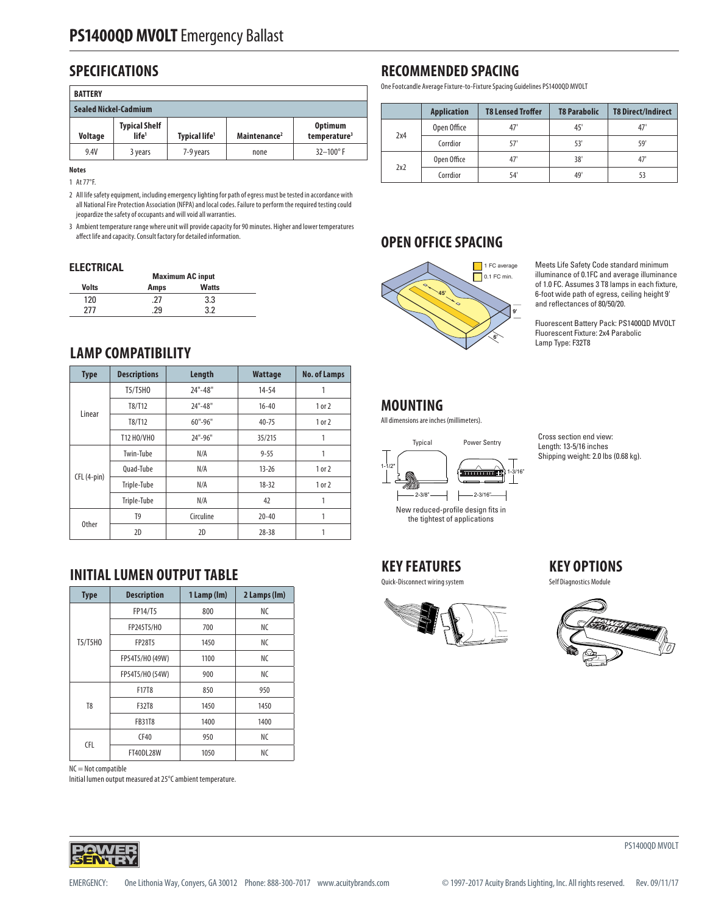# PS1400QD MVOLT Emergency Ballast

## SPECIFICATIONS

| BATTERY | | | | |
|---|---|---|---|---|
| Sealed Nickel-Cadmium | | | | |
| Voltage | Typical Shelf life[1] | Typical life[1] | Maintenance[2] | Optimum temperature[3] |
| 9.4V | 3 years | 7-9 years | none | 32–100° F |

**Notes**

1 At 77°F.

2 All life safety equipment, including emergency lighting for path of egress must be tested in accordance with all National Fire Protection Association (NFPA) and local codes. Failure to perform the required testing could jeopardize the safety of occupants and will void all warranties.

3 Ambient temperature range where unit will provide capacity for 90 minutes. Higher and lower temperatures affect life and capacity. Consult factory for detailed information.

### ELECTRICAL

| | Maximum AC input | |
|---|---|---|
| Volts | Amps | Watts |
| 120 | .27 | 3.3 |
| 277 | .29 | 3.2 |

## LAMP COMPATIBILITY

| Type | Descriptions | Length | Wattage | No. of Lamps |
|---|---|---|---|---|
| Linear | T5/T5HO | 24"-48" | 14-54 | 1 |
| | T8/T12 | 24"-48" | 16-40 | 1 or 2 |
| | T8/T12 | 60"-96" | 40-75 | 1 or 2 |
| | T12 HO/VHO | 24"-96" | 35/215 | 1 |
| CFL (4-pin) | Twin-Tube | N/A | 9-55 | 1 |
| | Quad-Tube | N/A | 13-26 | 1 or 2 |
| | Triple-Tube | N/A | 18-32 | 1 or 2 |
| | Triple-Tube | N/A | 42 | 1 |
| Other | T9 | Circuline | 20-40 | 1 |
| | 2D | 2D | 28-38 | 1 |

## INITIAL LUMEN OUTPUT TABLE

| Type | Description | 1 Lamp (lm) | 2 Lamps (lm) |
|---|---|---|---|
| T5/T5HO | FP14/T5 | 800 | NC |
| | FP24ST5/HO | 700 | NC |
| | FP28T5 | 1450 | NC |
| | FP54T5/HO (49W) | 1100 | NC |
| | FP54T5/HO (54W) | 900 | NC |
| T8 | F17T8 | 850 | 950 |
| | F32T8 | 1450 | 1450 |
| | FB31T8 | 1400 | 1400 |
| CFL | CF40 | 950 | NC |
| | FT40DL28W | 1050 | NC |

NC = Not compatible

Initial lumen output measured at 25°C ambient temperature.

## RECOMMENDED SPACING

One Footcandle Average Fixture-to-Fixture Spacing Guidelines PS1400QD MVOLT

| | Application | T8 Lensed Troffer | T8 Parabolic | T8 Direct/Indirect |
|---|---|---|---|---|
| 2x4 | Open Office | 47' | 45' | 47' |
| | Corrdior | 57' | 53' | 59' |
| 2x2 | Open Office | 47' | 38' | 47' |
| | Corrdior | 54' | 49' | 53 |

## OPEN OFFICE SPACING

1 FC average

0.1 FC min.

45'

9'

6'

Meets Life Safety Code standard minimum illuminance of 0.1FC and average illuminance of 1.0 FC. Assumes 3 T8 lamps in each fixture, 6-foot wide path of egress, ceiling height 9' and reflectances of 80/50/20.

Fluorescent Battery Pack: PS1400QD MVOLT
Fluorescent Fixture: 2x4 Parabolic
Lamp Type: F32T8

## MOUNTING

All dimensions are inches (millimeters).

Typical

Power Sentry

1-1/2"

1-3/16"

2-3/8"

2-3/16"

New reduced-profile design fits in the tightest of applications

Cross section end view:
Length: 13-5/16 inches
Shipping weight: 2.0 lbs (0.68 kg).

## KEY FEATURES

Quick-Disconnect wiring system

## KEY OPTIONS

Self Diagnostics Module

EMERGENCY: One Lithonia Way, Conyers, GA 30012 Phone: 888-300-7017 www.acuitybrands.com © 1997-2017 Acuity Brands Lighting, Inc. All rights reserved. Rev. 09/11/17